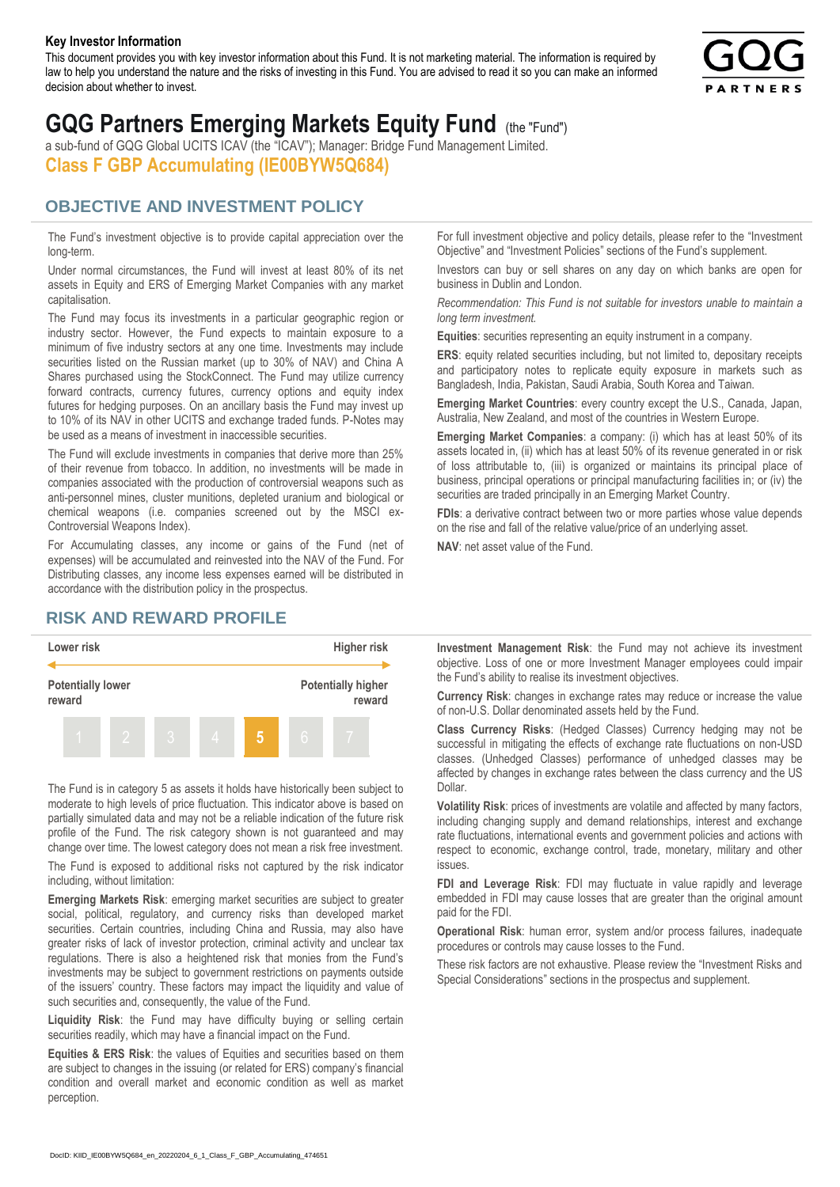**Key Investor Information**

This document provides you with key investor information about this Fund. It is not marketing material. The information is required by law to help you understand the nature and the risks of investing in this Fund. You are advised to read it so you can make an informed decision about whether to invest.

# GQG Partners Emerging Markets Equity Fund (the "Fund")

a sub-fund of GQG Global UCITS ICAV (the "ICAV"); Manager: Bridge Fund Management Limited.

## Class F GBP Accumulating (IE00BYW5Q684)

## OBJECTIVE AND INVESTMENT POLICY

The Fund's investment objective is to provide capital appreciation over the long-term.

Under normal circumstances, the Fund will invest at least 80% of its net assets in Equity and ERS of Emerging Market Companies with any market capitalisation.

The Fund may focus its investments in a particular geographic region or industry sector. However, the Fund expects to maintain exposure to a minimum of five industry sectors at any one time. Investments may include securities listed on the Russian market (up to 30% of NAV) and China A Shares purchased using the StockConnect. The Fund may utilize currency forward contracts, currency futures, currency options and equity index futures for hedging purposes. On an ancillary basis the Fund may invest up to 10% of its NAV in other UCITS and exchange traded funds. P-Notes may be used as a means of investment in inaccessible securities.

The Fund will exclude investments in companies that derive more than 25% of their revenue from tobacco. In addition, no investments will be made in companies associated with the production of controversial weapons such as anti-personnel mines, cluster munitions, depleted uranium and biological or chemical weapons (i.e. companies screened out by the MSCI ex-Controversial Weapons Index).

For Accumulating classes, any income or gains of the Fund (net of expenses) will be accumulated and reinvested into the NAV of the Fund. For Distributing classes, any income less expenses earned will be distributed in accordance with the distribution policy in the prospectus.

For full investment objective and policy details, please refer to the "Investment Objective" and "Investment Policies" sections of the Fund's supplement.

Investors can buy or sell shares on any day on which banks are open for business in Dublin and London.

*Recommendation: This Fund is not suitable for investors unable to maintain a long term investment.*

**Equities**: securities representing an equity instrument in a company.

**ERS**: equity related securities including, but not limited to, depositary receipts and participatory notes to replicate equity exposure in markets such as Bangladesh, India, Pakistan, Saudi Arabia, South Korea and Taiwan.

**Emerging Market Countries**: every country except the U.S., Canada, Japan, Australia, New Zealand, and most of the countries in Western Europe.

**Emerging Market Companies**: a company: (i) which has at least 50% of its assets located in, (ii) which has at least 50% of its revenue generated in or risk of loss attributable to, (iii) is organized or maintains its principal place of business, principal operations or principal manufacturing facilities in; or (iv) the securities are traded principally in an Emerging Market Country.

**FDIs**: a derivative contract between two or more parties whose value depends on the rise and fall of the relative value/price of an underlying asset.

**NAV**: net asset value of the Fund.

## RISK AND REWARD PROFILE

Lower risk — Higher risk

Potentially lower reward — Potentially higher reward

1 2 3 4 **5** 6 7

The Fund is in category 5 as assets it holds have historically been subject to moderate to high levels of price fluctuation. This indicator above is based on partially simulated data and may not be a reliable indication of the future risk profile of the Fund. The risk category shown is not guaranteed and may change over time. The lowest category does not mean a risk free investment.

The Fund is exposed to additional risks not captured by the risk indicator including, without limitation:

**Emerging Markets Risk**: emerging market securities are subject to greater social, political, regulatory, and currency risks than developed market securities. Certain countries, including China and Russia, may also have greater risks of lack of investor protection, criminal activity and unclear tax regulations. There is also a heightened risk that monies from the Fund's investments may be subject to government restrictions on payments outside of the issuers' country. These factors may impact the liquidity and value of such securities and, consequently, the value of the Fund.

**Liquidity Risk**: the Fund may have difficulty buying or selling certain securities readily, which may have a financial impact on the Fund.

**Equities & ERS Risk**: the values of Equities and securities based on them are subject to changes in the issuing (or related for ERS) company's financial condition and overall market and economic condition as well as market perception.

**Investment Management Risk**: the Fund may not achieve its investment objective. Loss of one or more Investment Manager employees could impair the Fund's ability to realise its investment objectives.

**Currency Risk**: changes in exchange rates may reduce or increase the value of non-U.S. Dollar denominated assets held by the Fund.

**Class Currency Risks**: (Hedged Classes) Currency hedging may not be successful in mitigating the effects of exchange rate fluctuations on non-USD classes. (Unhedged Classes) performance of unhedged classes may be affected by changes in exchange rates between the class currency and the US Dollar.

**Volatility Risk**: prices of investments are volatile and affected by many factors, including changing supply and demand relationships, interest and exchange rate fluctuations, international events and government policies and actions with respect to economic, exchange control, trade, monetary, military and other issues.

**FDI and Leverage Risk**: FDI may fluctuate in value rapidly and leverage embedded in FDI may cause losses that are greater than the original amount paid for the FDI.

**Operational Risk**: human error, system and/or process failures, inadequate procedures or controls may cause losses to the Fund.

These risk factors are not exhaustive. Please review the "Investment Risks and Special Considerations" sections in the prospectus and supplement.

DocID: KIID_IE00BYW5Q684_en_20220204_6_1_Class_F_GBP_Accumulating_474651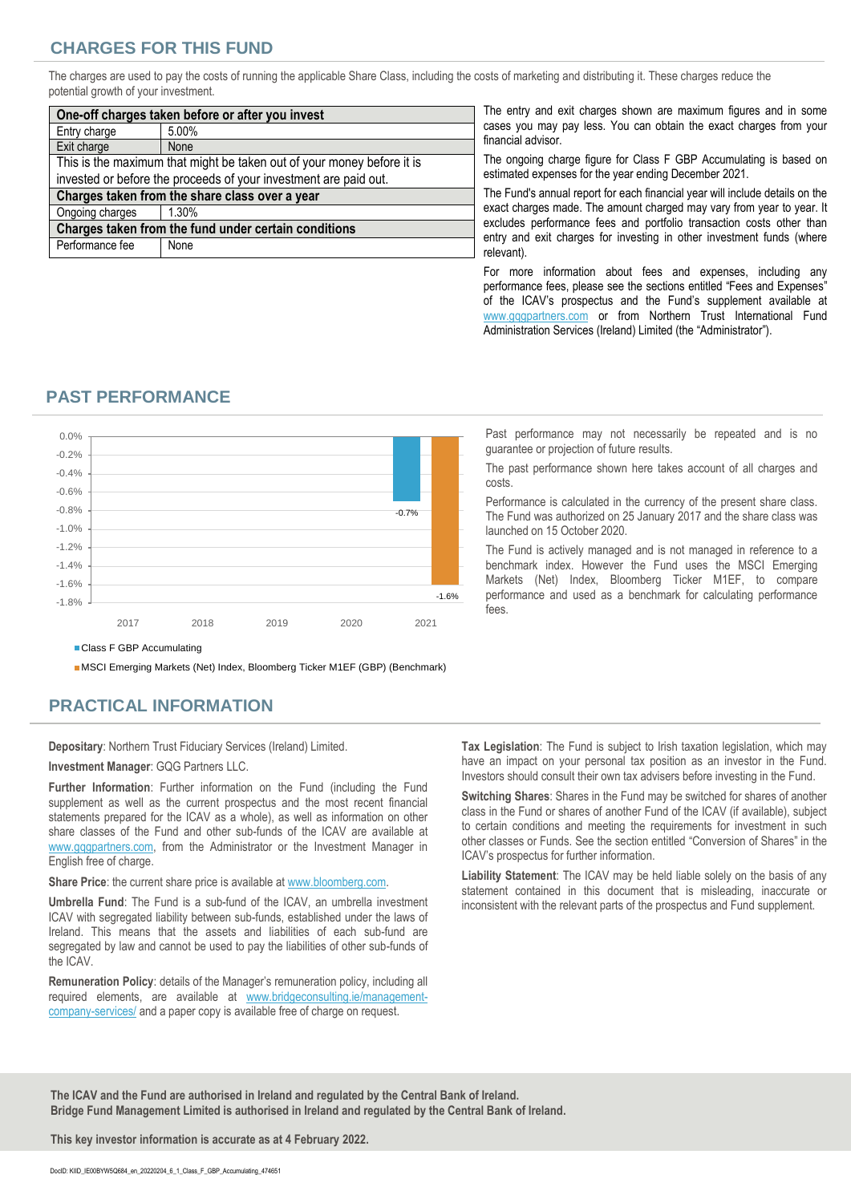## CHARGES FOR THIS FUND

The charges are used to pay the costs of running the applicable Share Class, including the costs of marketing and distributing it. These charges reduce the potential growth of your investment.

| One-off charges taken before or after you invest | |
|---|---|
| Entry charge | 5.00% |
| Exit charge | None |
| This is the maximum that might be taken out of your money before it is invested or before the proceeds of your investment are paid out. | |
| **Charges taken from the share class over a year** | |
| Ongoing charges | 1.30% |
| **Charges taken from the fund under certain conditions** | |
| Performance fee | None |

The entry and exit charges shown are maximum figures and in some cases you may pay less. You can obtain the exact charges from your financial advisor.

The ongoing charge figure for Class F GBP Accumulating is based on estimated expenses for the year ending December 2021.

The Fund's annual report for each financial year will include details on the exact charges made. The amount charged may vary from year to year. It excludes performance fees and portfolio transaction costs other than entry and exit charges for investing in other investment funds (where relevant).

For more information about fees and expenses, including any performance fees, please see the sections entitled "Fees and Expenses" of the ICAV's prospectus and the Fund's supplement available at www.gqgpartners.com or from Northern Trust International Fund Administration Services (Ireland) Limited (the "Administrator").

## PAST PERFORMANCE

0.0%
-0.2%
-0.4%
-0.6%
-0.8%
-1.0%
-1.2%
-1.4%
-1.6%
-1.8%

2017 2018 2019 2020 2021

-0.7%
-1.6%

Class F GBP Accumulating

MSCI Emerging Markets (Net) Index, Bloomberg Ticker M1EF (GBP) (Benchmark)

Past performance may not necessarily be repeated and is no guarantee or projection of future results.

The past performance shown here takes account of all charges and costs.

Performance is calculated in the currency of the present share class. The Fund was authorized on 25 January 2017 and the share class was launched on 15 October 2020.

The Fund is actively managed and is not managed in reference to a benchmark index. However the Fund uses the MSCI Emerging Markets (Net) Index, Bloomberg Ticker M1EF, to compare performance and used as a benchmark for calculating performance fees.

## PRACTICAL INFORMATION

**Depositary**: Northern Trust Fiduciary Services (Ireland) Limited.

**Investment Manager**: GQG Partners LLC.

**Further Information**: Further information on the Fund (including the Fund supplement as well as the current prospectus and the most recent financial statements prepared for the ICAV as a whole), as well as information on other share classes of the Fund and other sub-funds of the ICAV are available at www.gqgpartners.com, from the Administrator or the Investment Manager in English free of charge.

**Share Price**: the current share price is available at www.bloomberg.com.

**Umbrella Fund**: The Fund is a sub-fund of the ICAV, an umbrella investment ICAV with segregated liability between sub-funds, established under the laws of Ireland. This means that the assets and liabilities of each sub-fund are segregated by law and cannot be used to pay the liabilities of other sub-funds of the ICAV.

**Remuneration Policy**: details of the Manager's remuneration policy, including all required elements, are available at www.bridgeconsulting.ie/management-company-services/ and a paper copy is available free of charge on request.

**Tax Legislation**: The Fund is subject to Irish taxation legislation, which may have an impact on your personal tax position as an investor in the Fund. Investors should consult their own tax advisers before investing in the Fund.

**Switching Shares**: Shares in the Fund may be switched for shares of another class in the Fund or shares of another Fund of the ICAV (if available), subject to certain conditions and meeting the requirements for investment in such other classes or Funds. See the section entitled "Conversion of Shares" in the ICAV's prospectus for further information.

**Liability Statement**: The ICAV may be held liable solely on the basis of any statement contained in this document that is misleading, inaccurate or inconsistent with the relevant parts of the prospectus and Fund supplement.

**The ICAV and the Fund are authorised in Ireland and regulated by the Central Bank of Ireland.**
**Bridge Fund Management Limited is authorised in Ireland and regulated by the Central Bank of Ireland.**

**This key investor information is accurate as at 4 February 2022.**

DocID: KIID_IE00BYW5Q684_en_20220204_6_1_Class_F_GBP_Accumulating_474651